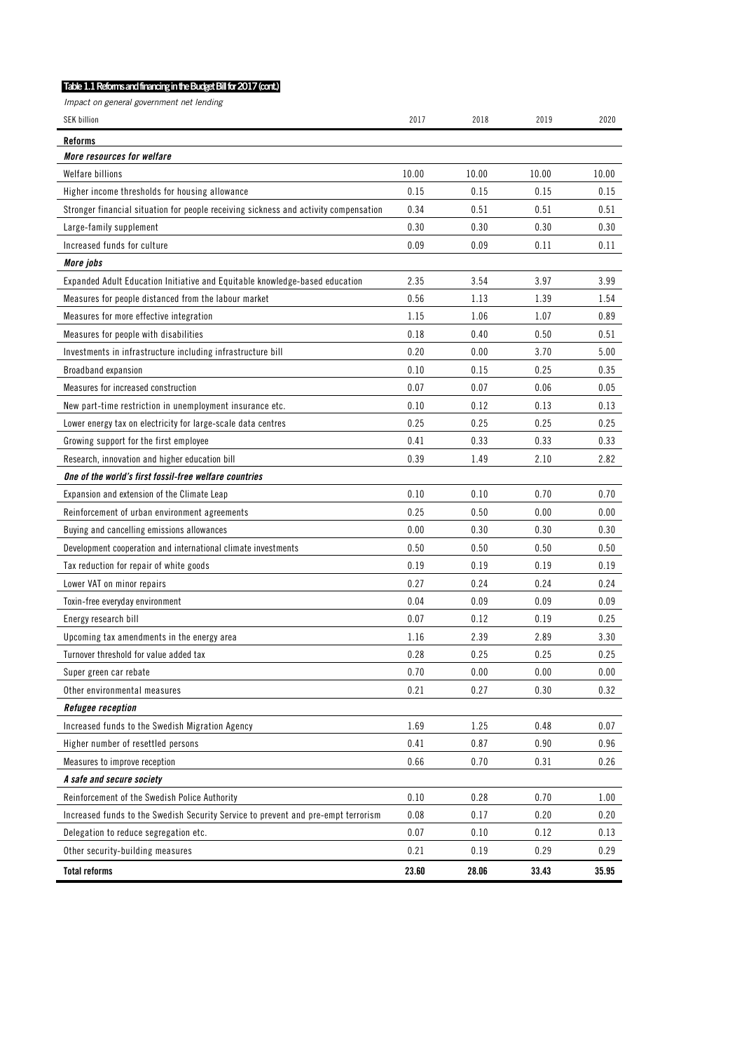**Table 1.1 Reforms and financing in the Budget Bill for 2017 (cont.)**

*Impact on general government net lending*

| SEK billion | 2017 | 2018 | 2019 | 2020 |
|---|---|---|---|---|
| **Reforms** | | | | |
| ***More resources for welfare*** | | | | |
| Welfare billions | 10.00 | 10.00 | 10.00 | 10.00 |
| Higher income thresholds for housing allowance | 0.15 | 0.15 | 0.15 | 0.15 |
| Stronger financial situation for people receiving sickness and activity compensation | 0.34 | 0.51 | 0.51 | 0.51 |
| Large-family supplement | 0.30 | 0.30 | 0.30 | 0.30 |
| Increased funds for culture | 0.09 | 0.09 | 0.11 | 0.11 |
| ***More jobs*** | | | | |
| Expanded Adult Education Initiative and Equitable knowledge-based education | 2.35 | 3.54 | 3.97 | 3.99 |
| Measures for people distanced from the labour market | 0.56 | 1.13 | 1.39 | 1.54 |
| Measures for more effective integration | 1.15 | 1.06 | 1.07 | 0.89 |
| Measures for people with disabilities | 0.18 | 0.40 | 0.50 | 0.51 |
| Investments in infrastructure including infrastructure bill | 0.20 | 0.00 | 3.70 | 5.00 |
| Broadband expansion | 0.10 | 0.15 | 0.25 | 0.35 |
| Measures for increased construction | 0.07 | 0.07 | 0.06 | 0.05 |
| New part-time restriction in unemployment insurance etc. | 0.10 | 0.12 | 0.13 | 0.13 |
| Lower energy tax on electricity for large-scale data centres | 0.25 | 0.25 | 0.25 | 0.25 |
| Growing support for the first employee | 0.41 | 0.33 | 0.33 | 0.33 |
| Research, innovation and higher education bill | 0.39 | 1.49 | 2.10 | 2.82 |
| ***One of the world's first fossil-free welfare countries*** | | | | |
| Expansion and extension of the Climate Leap | 0.10 | 0.10 | 0.70 | 0.70 |
| Reinforcement of urban environment agreements | 0.25 | 0.50 | 0.00 | 0.00 |
| Buying and cancelling emissions allowances | 0.00 | 0.30 | 0.30 | 0.30 |
| Development cooperation and international climate investments | 0.50 | 0.50 | 0.50 | 0.50 |
| Tax reduction for repair of white goods | 0.19 | 0.19 | 0.19 | 0.19 |
| Lower VAT on minor repairs | 0.27 | 0.24 | 0.24 | 0.24 |
| Toxin-free everyday environment | 0.04 | 0.09 | 0.09 | 0.09 |
| Energy research bill | 0.07 | 0.12 | 0.19 | 0.25 |
| Upcoming tax amendments in the energy area | 1.16 | 2.39 | 2.89 | 3.30 |
| Turnover threshold for value added tax | 0.28 | 0.25 | 0.25 | 0.25 |
| Super green car rebate | 0.70 | 0.00 | 0.00 | 0.00 |
| Other environmental measures | 0.21 | 0.27 | 0.30 | 0.32 |
| ***Refugee reception*** | | | | |
| Increased funds to the Swedish Migration Agency | 1.69 | 1.25 | 0.48 | 0.07 |
| Higher number of resettled persons | 0.41 | 0.87 | 0.90 | 0.96 |
| Measures to improve reception | 0.66 | 0.70 | 0.31 | 0.26 |
| ***A safe and secure society*** | | | | |
| Reinforcement of the Swedish Police Authority | 0.10 | 0.28 | 0.70 | 1.00 |
| Increased funds to the Swedish Security Service to prevent and pre-empt terrorism | 0.08 | 0.17 | 0.20 | 0.20 |
| Delegation to reduce segregation etc. | 0.07 | 0.10 | 0.12 | 0.13 |
| Other security-building measures | 0.21 | 0.19 | 0.29 | 0.29 |
| **Total reforms** | **23.60** | **28.06** | **33.43** | **35.95** |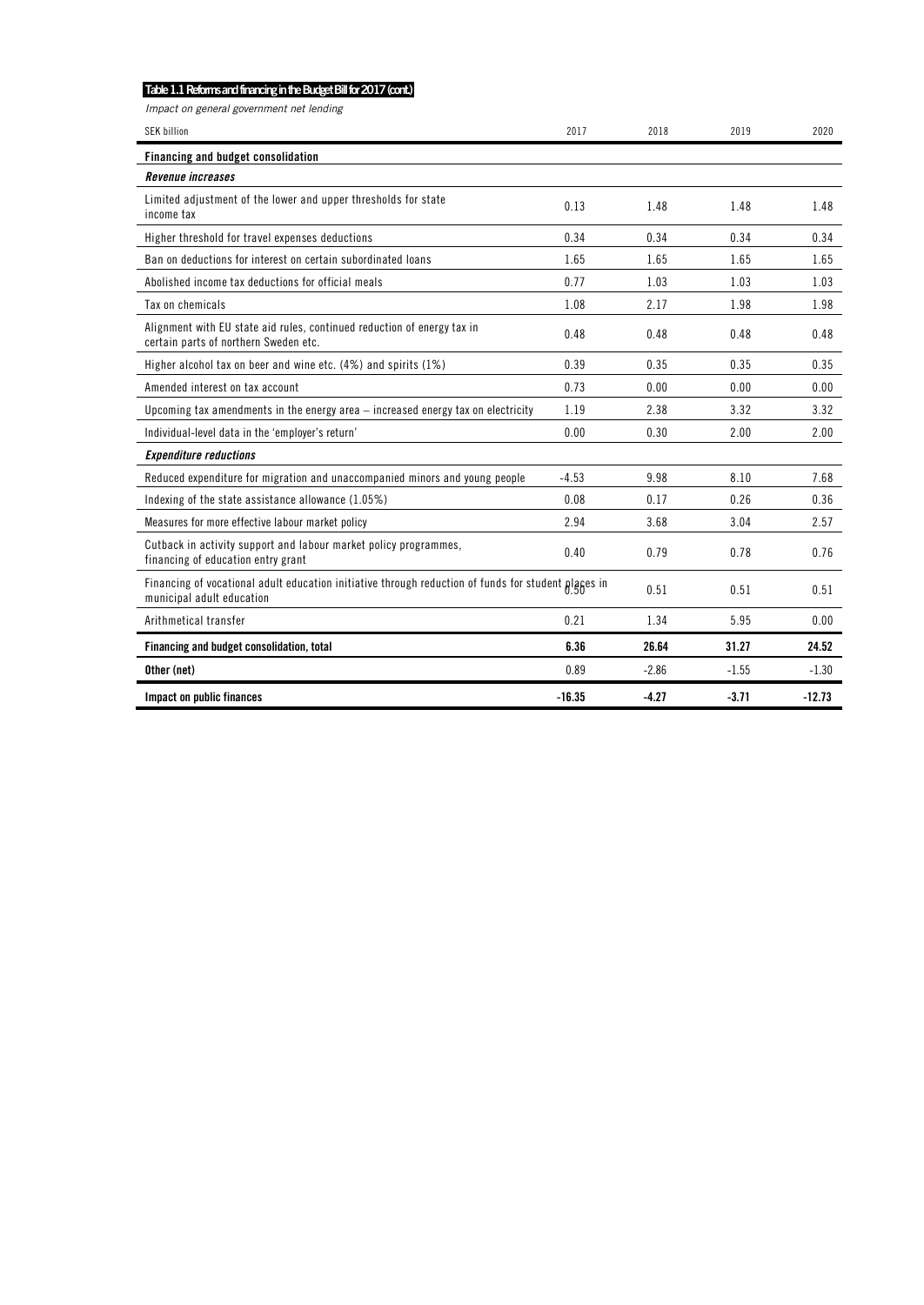**Table 1.1 Reforms and financing in the Budget Bill for 2017 (cont.)**

*Impact on general government net lending*

| SEK billion | 2017 | 2018 | 2019 | 2020 |
|---|---|---|---|---|
| **Financing and budget consolidation** | | | | |
| ***Revenue increases*** | | | | |
| Limited adjustment of the lower and upper thresholds for state income tax | 0.13 | 1.48 | 1.48 | 1.48 |
| Higher threshold for travel expenses deductions | 0.34 | 0.34 | 0.34 | 0.34 |
| Ban on deductions for interest on certain subordinated loans | 1.65 | 1.65 | 1.65 | 1.65 |
| Abolished income tax deductions for official meals | 0.77 | 1.03 | 1.03 | 1.03 |
| Tax on chemicals | 1.08 | 2.17 | 1.98 | 1.98 |
| Alignment with EU state aid rules, continued reduction of energy tax in certain parts of northern Sweden etc. | 0.48 | 0.48 | 0.48 | 0.48 |
| Higher alcohol tax on beer and wine etc. (4%) and spirits (1%) | 0.39 | 0.35 | 0.35 | 0.35 |
| Amended interest on tax account | 0.73 | 0.00 | 0.00 | 0.00 |
| Upcoming tax amendments in the energy area – increased energy tax on electricity | 1.19 | 2.38 | 3.32 | 3.32 |
| Individual-level data in the 'employer's return' | 0.00 | 0.30 | 2.00 | 2.00 |
| ***Expenditure reductions*** | | | | |
| Reduced expenditure for migration and unaccompanied minors and young people | -4.53 | 9.98 | 8.10 | 7.68 |
| Indexing of the state assistance allowance (1.05%) | 0.08 | 0.17 | 0.26 | 0.36 |
| Measures for more effective labour market policy | 2.94 | 3.68 | 3.04 | 2.57 |
| Cutback in activity support and labour market policy programmes, financing of education entry grant | 0.40 | 0.79 | 0.78 | 0.76 |
| Financing of vocational adult education initiative through reduction of funds for student places in municipal adult education | 0.50 | 0.51 | 0.51 | 0.51 |
| Arithmetical transfer | 0.21 | 1.34 | 5.95 | 0.00 |
| **Financing and budget consolidation, total** | **6.36** | **26.64** | **31.27** | **24.52** |
| **Other (net)** | 0.89 | -2.86 | -1.55 | -1.30 |
| **Impact on public finances** | **-16.35** | **-4.27** | **-3.71** | **-12.73** |